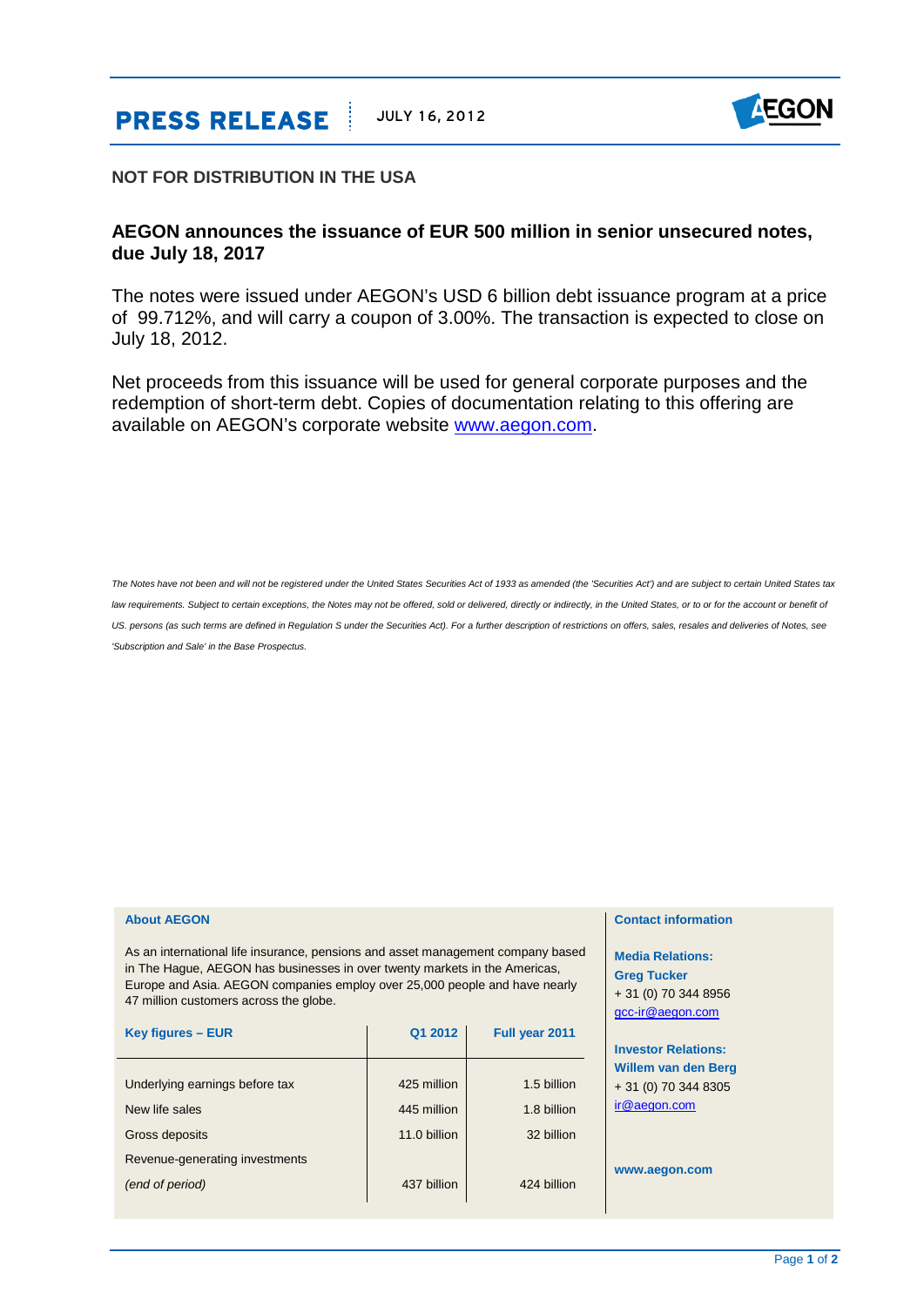# PRESS RELEASE

JULY 16, 2012

**NOT FOR DISTRIBUTION IN THE USA**

## AEGON announces the issuance of EUR 500 million in senior unsecured notes, due July 18, 2017

The notes were issued under AEGON's USD 6 billion debt issuance program at a price of 99.712%, and will carry a coupon of 3.00%. The transaction is expected to close on July 18, 2012.

Net proceeds from this issuance will be used for general corporate purposes and the redemption of short-term debt. Copies of documentation relating to this offering are available on AEGON's corporate website [www.aegon.com](http://www.aegon.com).

*The Notes have not been and will not be registered under the United States Securities Act of 1933 as amended (the 'Securities Act') and are subject to certain United States tax law requirements. Subject to certain exceptions, the Notes may not be offered, sold or delivered, directly or indirectly, in the United States, or to or for the account or benefit of US. persons (as such terms are defined in Regulation S under the Securities Act). For a further description of restrictions on offers, sales, resales and deliveries of Notes, see 'Subscription and Sale' in the Base Prospectus.*

### About AEGON

As an international life insurance, pensions and asset management company based in The Hague, AEGON has businesses in over twenty markets in the Americas, Europe and Asia. AEGON companies employ over 25,000 people and have nearly 47 million customers across the globe.

| Key figures – EUR | Q1 2012 | Full year 2011 |
|---|---|---|
| Underlying earnings before tax | 425 million | 1.5 billion |
| New life sales | 445 million | 1.8 billion |
| Gross deposits | 11.0 billion | 32 billion |
| Revenue-generating investments *(end of period)* | 437 billion | 424 billion |

### Contact information

**Media Relations:**
**Greg Tucker**
+ 31 (0) 70 344 8956
gcc-ir@aegon.com

**Investor Relations:**
**Willem van den Berg**
+ 31 (0) 70 344 8305
ir@aegon.com

**www.aegon.com**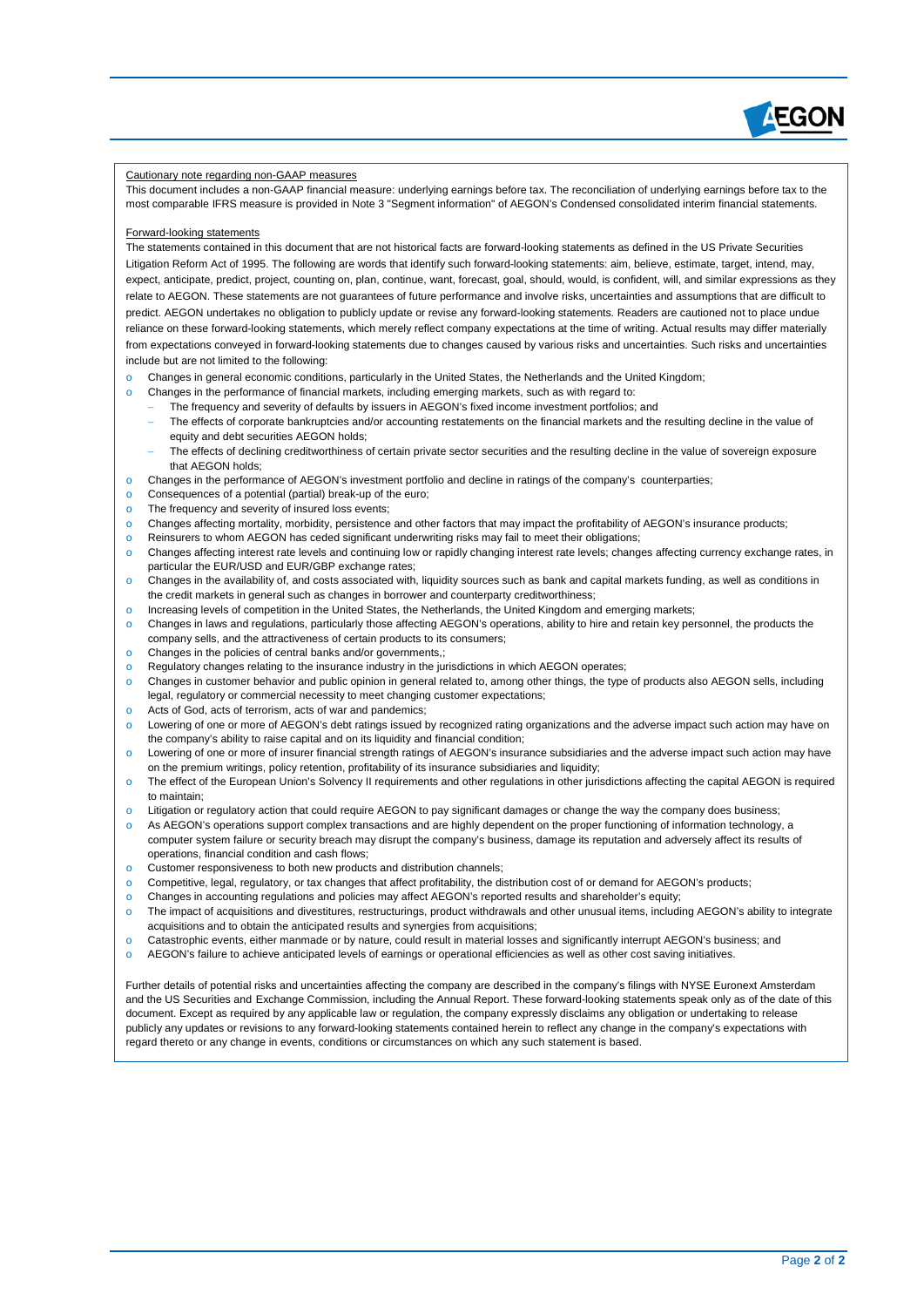Cautionary note regarding non-GAAP measures

This document includes a non-GAAP financial measure: underlying earnings before tax. The reconciliation of underlying earnings before tax to the most comparable IFRS measure is provided in Note 3 "Segment information" of AEGON's Condensed consolidated interim financial statements.

Forward-looking statements

The statements contained in this document that are not historical facts are forward-looking statements as defined in the US Private Securities Litigation Reform Act of 1995. The following are words that identify such forward-looking statements: aim, believe, estimate, target, intend, may, expect, anticipate, predict, project, counting on, plan, continue, want, forecast, goal, should, would, is confident, will, and similar expressions as they relate to AEGON. These statements are not guarantees of future performance and involve risks, uncertainties and assumptions that are difficult to predict. AEGON undertakes no obligation to publicly update or revise any forward-looking statements. Readers are cautioned not to place undue reliance on these forward-looking statements, which merely reflect company expectations at the time of writing. Actual results may differ materially from expectations conveyed in forward-looking statements due to changes caused by various risks and uncertainties. Such risks and uncertainties include but are not limited to the following:

- Changes in general economic conditions, particularly in the United States, the Netherlands and the United Kingdom;
- Changes in the performance of financial markets, including emerging markets, such as with regard to:
  - The frequency and severity of defaults by issuers in AEGON's fixed income investment portfolios; and
  - The effects of corporate bankruptcies and/or accounting restatements on the financial markets and the resulting decline in the value of equity and debt securities AEGON holds;
  - The effects of declining creditworthiness of certain private sector securities and the resulting decline in the value of sovereign exposure that AEGON holds;
- Changes in the performance of AEGON's investment portfolio and decline in ratings of the company's counterparties;
- Consequences of a potential (partial) break-up of the euro;
- The frequency and severity of insured loss events;
- Changes affecting mortality, morbidity, persistence and other factors that may impact the profitability of AEGON's insurance products;
- Reinsurers to whom AEGON has ceded significant underwriting risks may fail to meet their obligations;
- Changes affecting interest rate levels and continuing low or rapidly changing interest rate levels; changes affecting currency exchange rates, in particular the EUR/USD and EUR/GBP exchange rates;
- Changes in the availability of, and costs associated with, liquidity sources such as bank and capital markets funding, as well as conditions in the credit markets in general such as changes in borrower and counterparty creditworthiness;
- Increasing levels of competition in the United States, the Netherlands, the United Kingdom and emerging markets;
- Changes in laws and regulations, particularly those affecting AEGON's operations, ability to hire and retain key personnel, the products the company sells, and the attractiveness of certain products to its consumers;
- Changes in the policies of central banks and/or governments,;
- Regulatory changes relating to the insurance industry in the jurisdictions in which AEGON operates;
- Changes in customer behavior and public opinion in general related to, among other things, the type of products also AEGON sells, including legal, regulatory or commercial necessity to meet changing customer expectations;
- Acts of God, acts of terrorism, acts of war and pandemics;
- Lowering of one or more of AEGON's debt ratings issued by recognized rating organizations and the adverse impact such action may have on the company's ability to raise capital and on its liquidity and financial condition;
- Lowering of one or more of insurer financial strength ratings of AEGON's insurance subsidiaries and the adverse impact such action may have on the premium writings, policy retention, profitability of its insurance subsidiaries and liquidity;
- The effect of the European Union's Solvency II requirements and other regulations in other jurisdictions affecting the capital AEGON is required to maintain;
- Litigation or regulatory action that could require AEGON to pay significant damages or change the way the company does business;
- As AEGON's operations support complex transactions and are highly dependent on the proper functioning of information technology, a computer system failure or security breach may disrupt the company's business, damage its reputation and adversely affect its results of operations, financial condition and cash flows;
- Customer responsiveness to both new products and distribution channels;
- Competitive, legal, regulatory, or tax changes that affect profitability, the distribution cost of or demand for AEGON's products;
- Changes in accounting regulations and policies may affect AEGON's reported results and shareholder's equity;
- The impact of acquisitions and divestitures, restructurings, product withdrawals and other unusual items, including AEGON's ability to integrate acquisitions and to obtain the anticipated results and synergies from acquisitions;
- Catastrophic events, either manmade or by nature, could result in material losses and significantly interrupt AEGON's business; and
- AEGON's failure to achieve anticipated levels of earnings or operational efficiencies as well as other cost saving initiatives.

Further details of potential risks and uncertainties affecting the company are described in the company's filings with NYSE Euronext Amsterdam and the US Securities and Exchange Commission, including the Annual Report. These forward-looking statements speak only as of the date of this document. Except as required by any applicable law or regulation, the company expressly disclaims any obligation or undertaking to release publicly any updates or revisions to any forward-looking statements contained herein to reflect any change in the company's expectations with regard thereto or any change in events, conditions or circumstances on which any such statement is based.